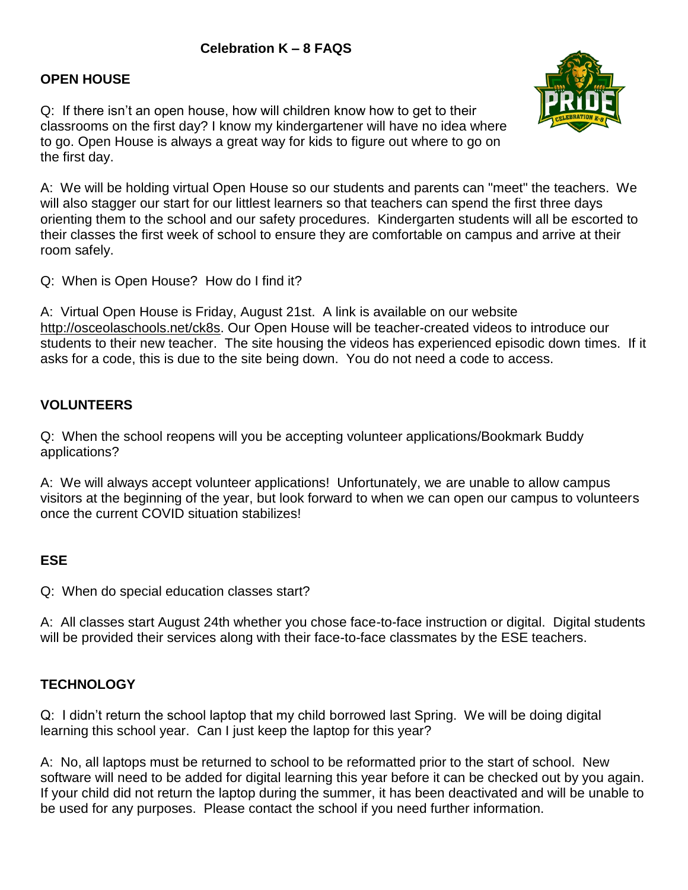# Celebration K – 8 FAQS

## OPEN HOUSE

Q: If there isn't an open house, how will children know how to get to their classrooms on the first day? I know my kindergartener will have no idea where to go. Open House is always a great way for kids to figure out where to go on the first day.

A: We will be holding virtual Open House so our students and parents can "meet" the teachers. We will also stagger our start for our littlest learners so that teachers can spend the first three days orienting them to the school and our safety procedures. Kindergarten students will all be escorted to their classes the first week of school to ensure they are comfortable on campus and arrive at their room safely.

Q: When is Open House? How do I find it?

A: Virtual Open House is Friday, August 21st. A link is available on our website http://osceolaschools.net/ck8s. Our Open House will be teacher-created videos to introduce our students to their new teacher. The site housing the videos has experienced episodic down times. If it asks for a code, this is due to the site being down. You do not need a code to access.

## VOLUNTEERS

Q: When the school reopens will you be accepting volunteer applications/Bookmark Buddy applications?

A: We will always accept volunteer applications! Unfortunately, we are unable to allow campus visitors at the beginning of the year, but look forward to when we can open our campus to volunteers once the current COVID situation stabilizes!

## ESE

Q: When do special education classes start?

A: All classes start August 24th whether you chose face-to-face instruction or digital. Digital students will be provided their services along with their face-to-face classmates by the ESE teachers.

## TECHNOLOGY

Q: I didn't return the school laptop that my child borrowed last Spring. We will be doing digital learning this school year. Can I just keep the laptop for this year?

A: No, all laptops must be returned to school to be reformatted prior to the start of school. New software will need to be added for digital learning this year before it can be checked out by you again. If your child did not return the laptop during the summer, it has been deactivated and will be unable to be used for any purposes. Please contact the school if you need further information.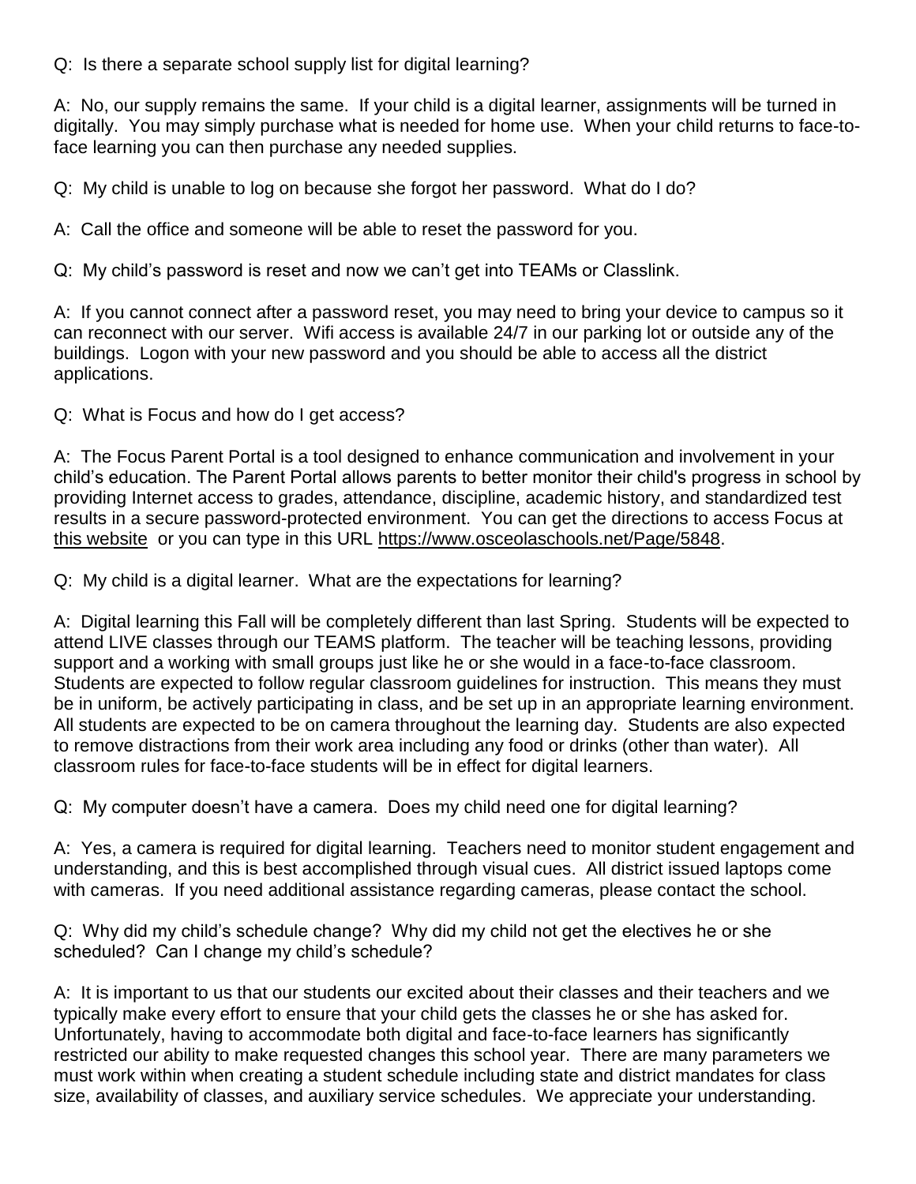Q: Is there a separate school supply list for digital learning?

A: No, our supply remains the same. If your child is a digital learner, assignments will be turned in digitally. You may simply purchase what is needed for home use. When your child returns to face-to-face learning you can then purchase any needed supplies.

Q: My child is unable to log on because she forgot her password. What do I do?

A: Call the office and someone will be able to reset the password for you.

Q: My child's password is reset and now we can't get into TEAMs or Classlink.

A: If you cannot connect after a password reset, you may need to bring your device to campus so it can reconnect with our server. Wifi access is available 24/7 in our parking lot or outside any of the buildings. Logon with your new password and you should be able to access all the district applications.

Q: What is Focus and how do I get access?

A: The Focus Parent Portal is a tool designed to enhance communication and involvement in your child's education. The Parent Portal allows parents to better monitor their child's progress in school by providing Internet access to grades, attendance, discipline, academic history, and standardized test results in a secure password-protected environment. You can get the directions to access Focus at this website or you can type in this URL https://www.osceolaschools.net/Page/5848.

Q: My child is a digital learner. What are the expectations for learning?

A: Digital learning this Fall will be completely different than last Spring. Students will be expected to attend LIVE classes through our TEAMS platform. The teacher will be teaching lessons, providing support and a working with small groups just like he or she would in a face-to-face classroom. Students are expected to follow regular classroom guidelines for instruction. This means they must be in uniform, be actively participating in class, and be set up in an appropriate learning environment. All students are expected to be on camera throughout the learning day. Students are also expected to remove distractions from their work area including any food or drinks (other than water). All classroom rules for face-to-face students will be in effect for digital learners.

Q: My computer doesn't have a camera. Does my child need one for digital learning?

A: Yes, a camera is required for digital learning. Teachers need to monitor student engagement and understanding, and this is best accomplished through visual cues. All district issued laptops come with cameras. If you need additional assistance regarding cameras, please contact the school.

Q: Why did my child's schedule change? Why did my child not get the electives he or she scheduled? Can I change my child's schedule?

A: It is important to us that our students our excited about their classes and their teachers and we typically make every effort to ensure that your child gets the classes he or she has asked for. Unfortunately, having to accommodate both digital and face-to-face learners has significantly restricted our ability to make requested changes this school year. There are many parameters we must work within when creating a student schedule including state and district mandates for class size, availability of classes, and auxiliary service schedules. We appreciate your understanding.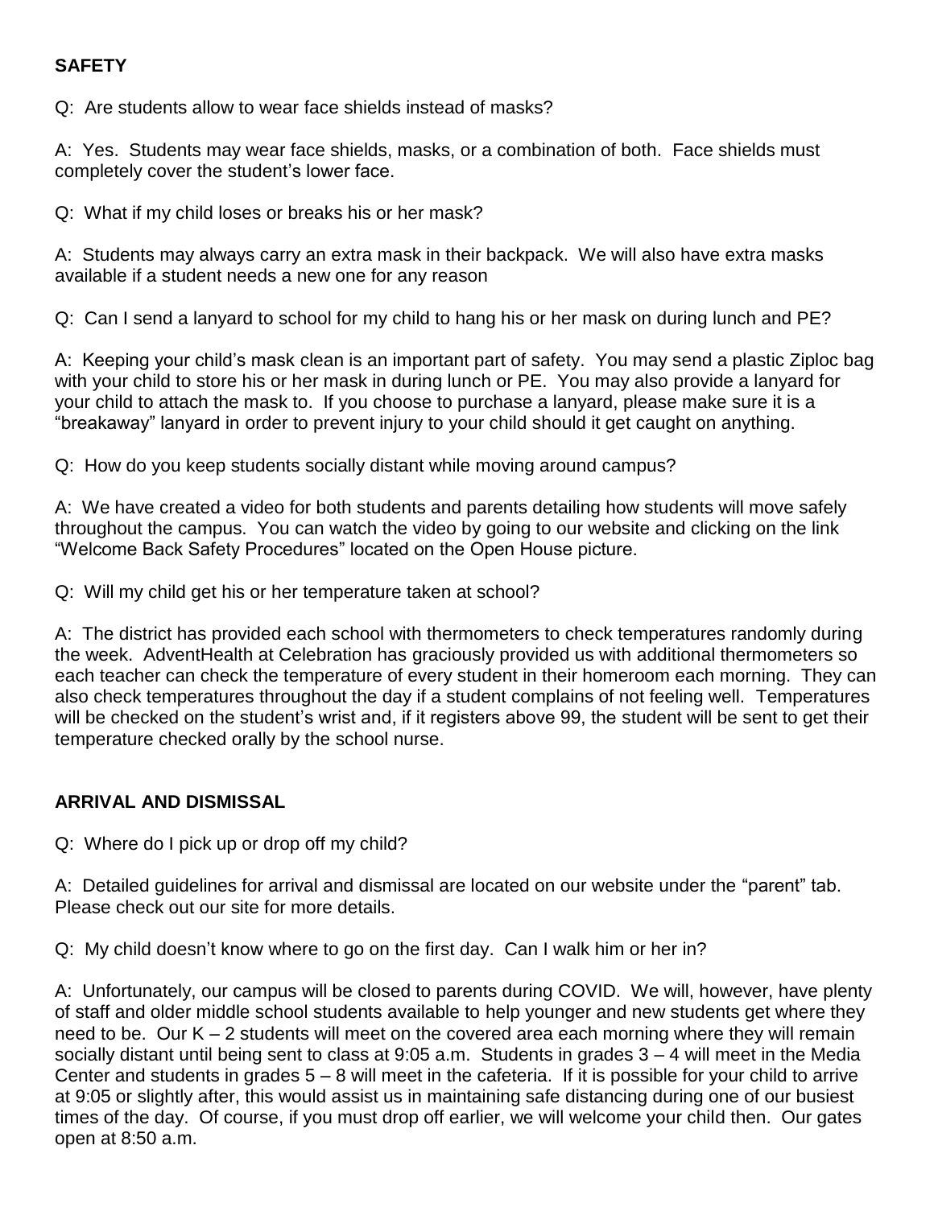## SAFETY

Q: Are students allow to wear face shields instead of masks?

A: Yes. Students may wear face shields, masks, or a combination of both. Face shields must completely cover the student's lower face.

Q: What if my child loses or breaks his or her mask?

A: Students may always carry an extra mask in their backpack. We will also have extra masks available if a student needs a new one for any reason

Q: Can I send a lanyard to school for my child to hang his or her mask on during lunch and PE?

A: Keeping your child's mask clean is an important part of safety. You may send a plastic Ziploc bag with your child to store his or her mask in during lunch or PE. You may also provide a lanyard for your child to attach the mask to. If you choose to purchase a lanyard, please make sure it is a "breakaway" lanyard in order to prevent injury to your child should it get caught on anything.

Q: How do you keep students socially distant while moving around campus?

A: We have created a video for both students and parents detailing how students will move safely throughout the campus. You can watch the video by going to our website and clicking on the link "Welcome Back Safety Procedures" located on the Open House picture.

Q: Will my child get his or her temperature taken at school?

A: The district has provided each school with thermometers to check temperatures randomly during the week. AdventHealth at Celebration has graciously provided us with additional thermometers so each teacher can check the temperature of every student in their homeroom each morning. They can also check temperatures throughout the day if a student complains of not feeling well. Temperatures will be checked on the student's wrist and, if it registers above 99, the student will be sent to get their temperature checked orally by the school nurse.

## ARRIVAL AND DISMISSAL

Q: Where do I pick up or drop off my child?

A: Detailed guidelines for arrival and dismissal are located on our website under the "parent" tab. Please check out our site for more details.

Q: My child doesn't know where to go on the first day. Can I walk him or her in?

A: Unfortunately, our campus will be closed to parents during COVID. We will, however, have plenty of staff and older middle school students available to help younger and new students get where they need to be. Our K – 2 students will meet on the covered area each morning where they will remain socially distant until being sent to class at 9:05 a.m. Students in grades 3 – 4 will meet in the Media Center and students in grades 5 – 8 will meet in the cafeteria. If it is possible for your child to arrive at 9:05 or slightly after, this would assist us in maintaining safe distancing during one of our busiest times of the day. Of course, if you must drop off earlier, we will welcome your child then. Our gates open at 8:50 a.m.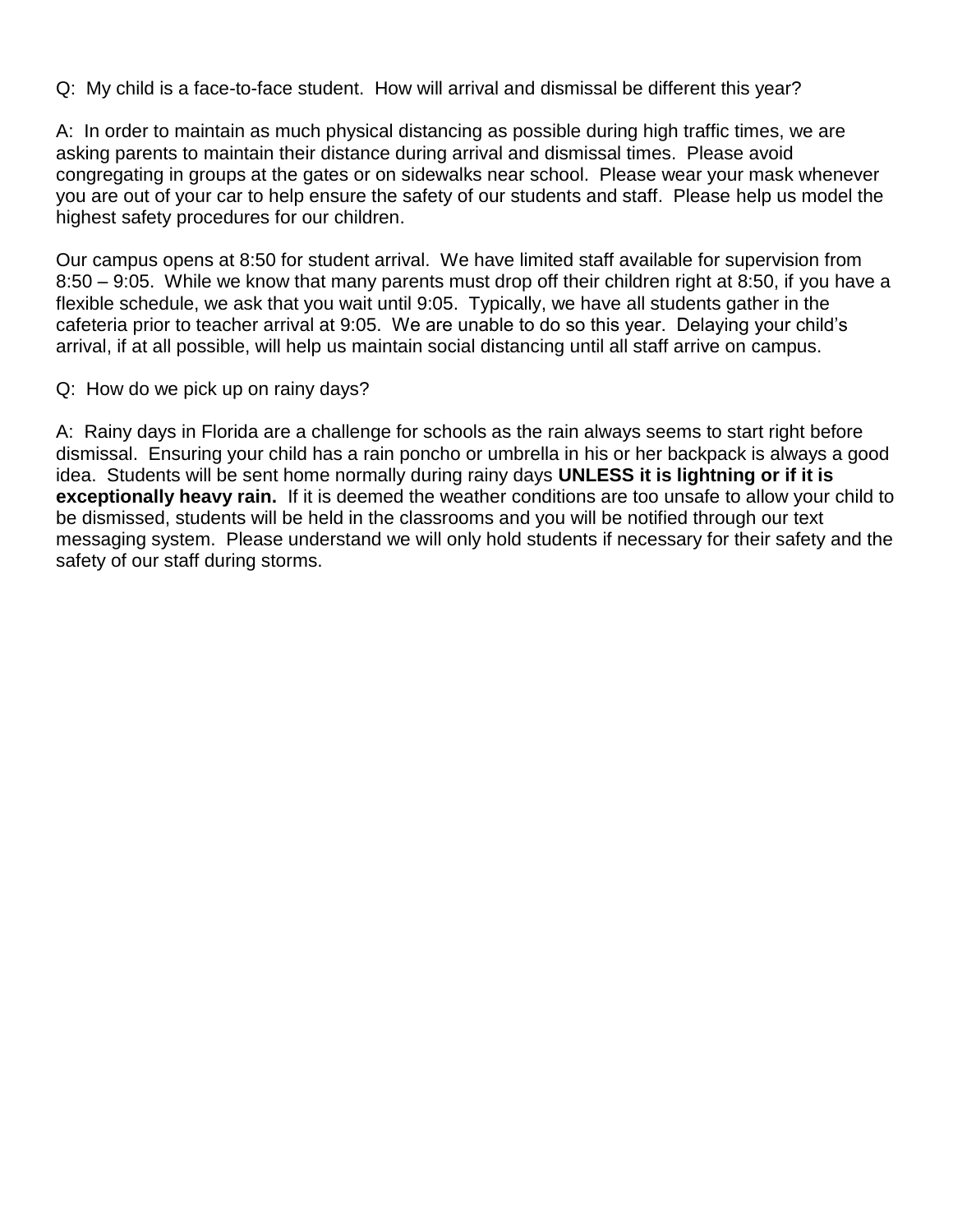Q: My child is a face-to-face student. How will arrival and dismissal be different this year?

A: In order to maintain as much physical distancing as possible during high traffic times, we are asking parents to maintain their distance during arrival and dismissal times. Please avoid congregating in groups at the gates or on sidewalks near school. Please wear your mask whenever you are out of your car to help ensure the safety of our students and staff. Please help us model the highest safety procedures for our children.

Our campus opens at 8:50 for student arrival. We have limited staff available for supervision from 8:50 – 9:05. While we know that many parents must drop off their children right at 8:50, if you have a flexible schedule, we ask that you wait until 9:05. Typically, we have all students gather in the cafeteria prior to teacher arrival at 9:05. We are unable to do so this year. Delaying your child's arrival, if at all possible, will help us maintain social distancing until all staff arrive on campus.

Q: How do we pick up on rainy days?

A: Rainy days in Florida are a challenge for schools as the rain always seems to start right before dismissal. Ensuring your child has a rain poncho or umbrella in his or her backpack is always a good idea. Students will be sent home normally during rainy days **UNLESS it is lightning or if it is exceptionally heavy rain.** If it is deemed the weather conditions are too unsafe to allow your child to be dismissed, students will be held in the classrooms and you will be notified through our text messaging system. Please understand we will only hold students if necessary for their safety and the safety of our staff during storms.